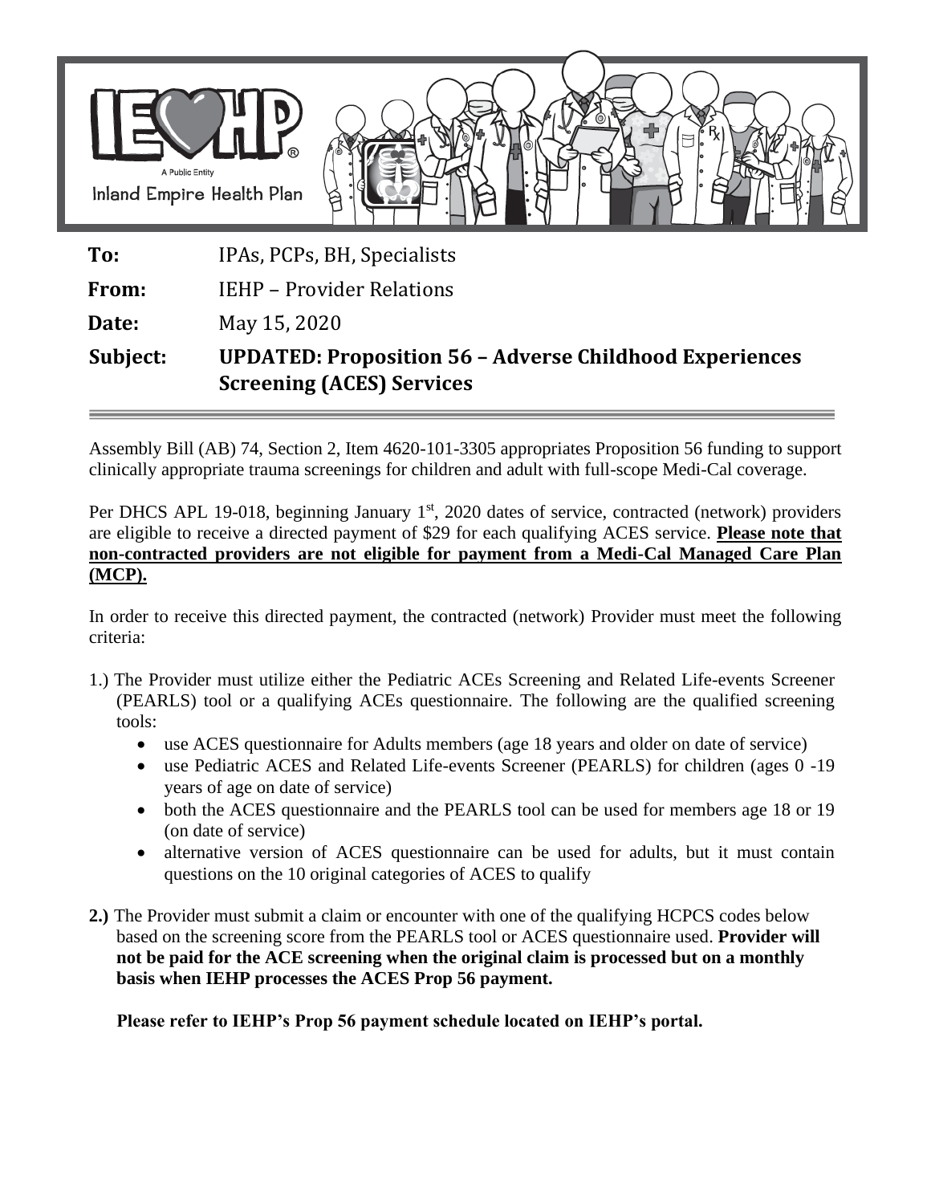IEHP
A Public Entity
Inland Empire Health Plan

| | |
|---|---|
| **To:** | IPAs, PCPs, BH, Specialists |
| **From:** | IEHP – Provider Relations |
| **Date:** | May 15, 2020 |
| **Subject:** | **UPDATED: Proposition 56 – Adverse Childhood Experiences Screening (ACES) Services** |

Assembly Bill (AB) 74, Section 2, Item 4620-101-3305 appropriates Proposition 56 funding to support clinically appropriate trauma screenings for children and adult with full-scope Medi-Cal coverage.

Per DHCS APL 19-018, beginning January 1st, 2020 dates of service, contracted (network) providers are eligible to receive a directed payment of $29 for each qualifying ACES service. **Please note that non-contracted providers are not eligible for payment from a Medi-Cal Managed Care Plan (MCP).**

In order to receive this directed payment, the contracted (network) Provider must meet the following criteria:

1.) The Provider must utilize either the Pediatric ACEs Screening and Related Life-events Screener (PEARLS) tool or a qualifying ACEs questionnaire. The following are the qualified screening tools:
   - use ACES questionnaire for Adults members (age 18 years and older on date of service)
   - use Pediatric ACES and Related Life-events Screener (PEARLS) for children (ages 0 -19 years of age on date of service)
   - both the ACES questionnaire and the PEARLS tool can be used for members age 18 or 19 (on date of service)
   - alternative version of ACES questionnaire can be used for adults, but it must contain questions on the 10 original categories of ACES to qualify

**2.)** The Provider must submit a claim or encounter with one of the qualifying HCPCS codes below based on the screening score from the PEARLS tool or ACES questionnaire used. **Provider will not be paid for the ACE screening when the original claim is processed but on a monthly basis when IEHP processes the ACES Prop 56 payment.**

**Please refer to IEHP's Prop 56 payment schedule located on IEHP's portal.**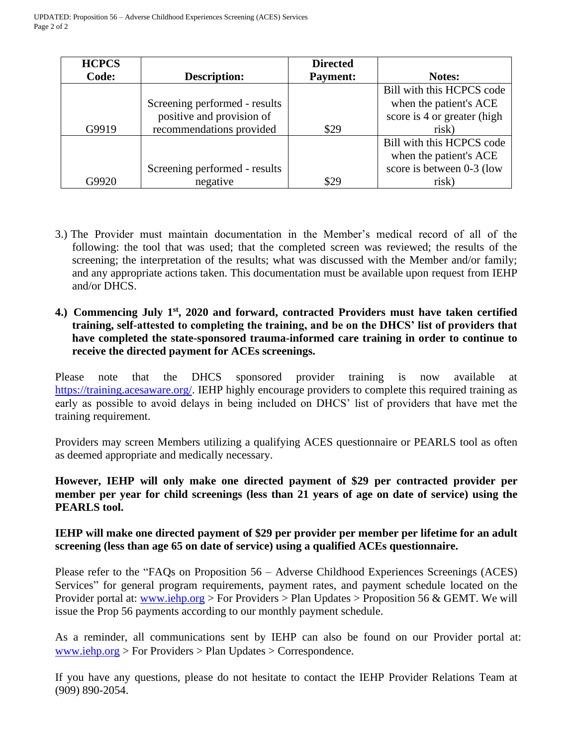| HCPCS Code: | Description: | Directed Payment: | Notes: |
|---|---|---|---|
| G9919 | Screening performed - results positive and provision of recommendations provided | $29 | Bill with this HCPCS code when the patient's ACE score is 4 or greater (high risk) |
| G9920 | Screening performed - results negative | $29 | Bill with this HCPCS code when the patient's ACE score is between 0-3 (low risk) |

3.) The Provider must maintain documentation in the Member's medical record of all of the following: the tool that was used; that the completed screen was reviewed; the results of the screening; the interpretation of the results; what was discussed with the Member and/or family; and any appropriate actions taken. This documentation must be available upon request from IEHP and/or DHCS.

**4.) Commencing July 1st, 2020 and forward, contracted Providers must have taken certified training, self-attested to completing the training, and be on the DHCS' list of providers that have completed the state-sponsored trauma-informed care training in order to continue to receive the directed payment for ACEs screenings.**

Please note that the DHCS sponsored provider training is now available at https://training.acesaware.org/. IEHP highly encourage providers to complete this required training as early as possible to avoid delays in being included on DHCS' list of providers that have met the training requirement.

Providers may screen Members utilizing a qualifying ACES questionnaire or PEARLS tool as often as deemed appropriate and medically necessary.

**However, IEHP will only make one directed payment of $29 per contracted provider per member per year for child screenings (less than 21 years of age on date of service) using the PEARLS tool.**

**IEHP will make one directed payment of $29 per provider per member per lifetime for an adult screening (less than age 65 on date of service) using a qualified ACEs questionnaire.**

Please refer to the "FAQs on Proposition 56 – Adverse Childhood Experiences Screenings (ACES) Services" for general program requirements, payment rates, and payment schedule located on the Provider portal at: www.iehp.org > For Providers > Plan Updates > Proposition 56 & GEMT. We will issue the Prop 56 payments according to our monthly payment schedule.

As a reminder, all communications sent by IEHP can also be found on our Provider portal at: www.iehp.org > For Providers > Plan Updates > Correspondence.

If you have any questions, please do not hesitate to contact the IEHP Provider Relations Team at (909) 890-2054.